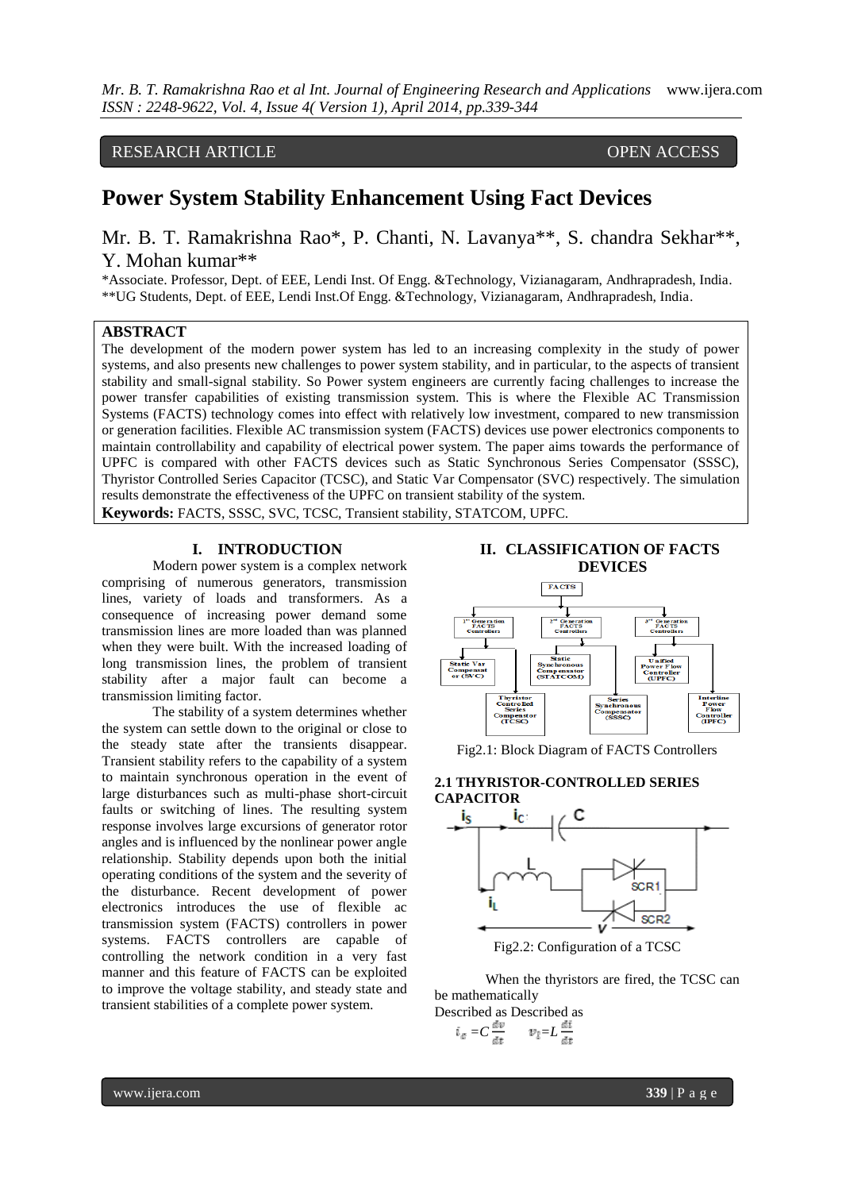RESEARCH ARTICLE OPEN ACCESS

# Power System Stability Enhancement Using Fact Devices

Mr. B. T. Ramakrishna Rao*, P. Chanti, N. Lavanya**, S. chandra Sekhar**, Y. Mohan kumar**

*Associate. Professor, Dept. of EEE, Lendi Inst. Of Engg. &Technology, Vizianagaram, Andhrapradesh, India.
**UG Students, Dept. of EEE, Lendi Inst.Of Engg. &Technology, Vizianagaram, Andhrapradesh, India.

## ABSTRACT

The development of the modern power system has led to an increasing complexity in the study of power systems, and also presents new challenges to power system stability, and in particular, to the aspects of transient stability and small-signal stability. So Power system engineers are currently facing challenges to increase the power transfer capabilities of existing transmission system. This is where the Flexible AC Transmission Systems (FACTS) technology comes into effect with relatively low investment, compared to new transmission or generation facilities. Flexible AC transmission system (FACTS) devices use power electronics components to maintain controllability and capability of electrical power system. The paper aims towards the performance of UPFC is compared with other FACTS devices such as Static Synchronous Series Compensator (SSSC), Thyristor Controlled Series Capacitor (TCSC), and Static Var Compensator (SVC) respectively. The simulation results demonstrate the effectiveness of the UPFC on transient stability of the system.

**Keywords:** FACTS, SSSC, SVC, TCSC, Transient stability, STATCOM, UPFC.

## I. INTRODUCTION

Modern power system is a complex network comprising of numerous generators, transmission lines, variety of loads and transformers. As a consequence of increasing power demand some transmission lines are more loaded than was planned when they were built. With the increased loading of long transmission lines, the problem of transient stability after a major fault can become a transmission limiting factor.

The stability of a system determines whether the system can settle down to the original or close to the steady state after the transients disappear. Transient stability refers to the capability of a system to maintain synchronous operation in the event of large disturbances such as multi-phase short-circuit faults or switching of lines. The resulting system response involves large excursions of generator rotor angles and is influenced by the nonlinear power angle relationship. Stability depends upon both the initial operating conditions of the system and the severity of the disturbance. Recent development of power electronics introduces the use of flexible ac transmission system (FACTS) controllers in power systems. FACTS controllers are capable of controlling the network condition in a very fast manner and this feature of FACTS can be exploited to improve the voltage stability, and steady state and transient stabilities of a complete power system.

## II. CLASSIFICATION OF FACTS DEVICES

Fig2.1: Block Diagram of FACTS Controllers

### 2.1 THYRISTOR-CONTROLLED SERIES CAPACITOR

Fig2.2: Configuration of a TCSC

When the thyristors are fired, the TCSC can be mathematically
Described as Described as

$$i_c = C\frac{dv}{dt} \qquad v_l = L\frac{di}{dt}$$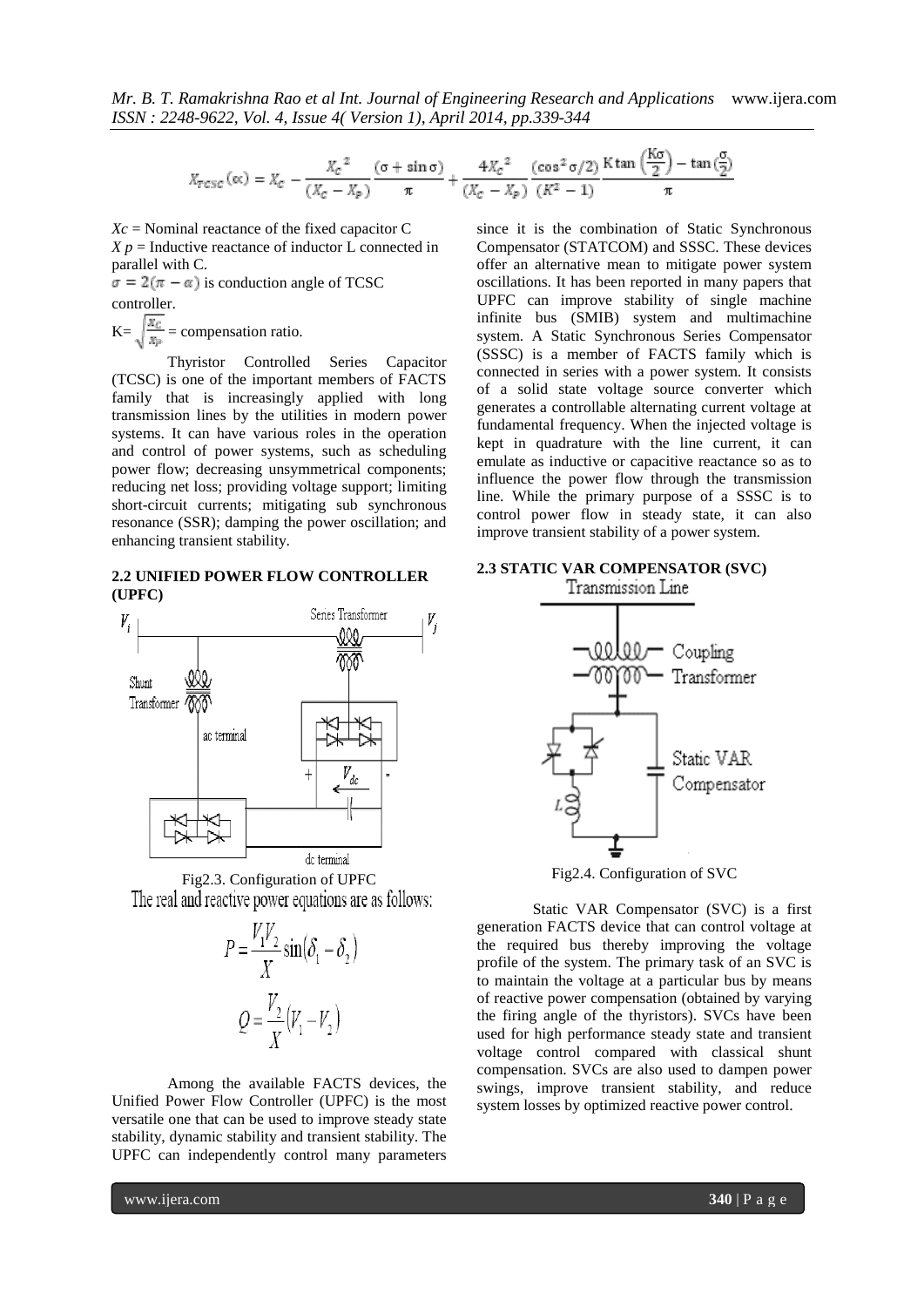$$X_{TCSC}(\alpha) = X_C - \frac{X_C^{\ 2}}{(X_C - X_P)} \frac{(\sigma + \sin\sigma)}{\pi} + \frac{4X_C^{\ 2}}{(X_C - X_P)} \frac{(\cos^2\sigma/2)}{(K^2 - 1)} \frac{K\tan\left(\frac{K\sigma}{2}\right) - \tan\left(\frac{\sigma}{2}\right)}{\pi}$$

$Xc$ = Nominal reactance of the fixed capacitor C

$X\,p$ = Inductive reactance of inductor L connected in parallel with C.

$\sigma = 2(\pi - \alpha)$ is conduction angle of TCSC controller.

$K = \sqrt{\frac{X_C}{X_P}}$ = compensation ratio.

Thyristor Controlled Series Capacitor (TCSC) is one of the important members of FACTS family that is increasingly applied with long transmission lines by the utilities in modern power systems. It can have various roles in the operation and control of power systems, such as scheduling power flow; decreasing unsymmetrical components; reducing net loss; providing voltage support; limiting short-circuit currents; mitigating sub synchronous resonance (SSR); damping the power oscillation; and enhancing transient stability.

## 2.2 UNIFIED POWER FLOW CONTROLLER (UPFC)

Fig2.3. Configuration of UPFC

The real and reactive power equations are as follows:

$$P = \frac{V_1 V_2}{X} \sin(\delta_1 - \delta_2)$$

$$Q = \frac{V_2}{X}(V_1 - V_2)$$

Among the available FACTS devices, the Unified Power Flow Controller (UPFC) is the most versatile one that can be used to improve steady state stability, dynamic stability and transient stability. The UPFC can independently control many parameters since it is the combination of Static Synchronous Compensator (STATCOM) and SSSC. These devices offer an alternative mean to mitigate power system oscillations. It has been reported in many papers that UPFC can improve stability of single machine infinite bus (SMIB) system and multimachine system. A Static Synchronous Series Compensator (SSSC) is a member of FACTS family which is connected in series with a power system. It consists of a solid state voltage source converter which generates a controllable alternating current voltage at fundamental frequency. When the injected voltage is kept in quadrature with the line current, it can emulate as inductive or capacitive reactance so as to influence the power flow through the transmission line. While the primary purpose of a SSSC is to control power flow in steady state, it can also improve transient stability of a power system.

## 2.3 STATIC VAR COMPENSATOR (SVC)

Fig2.4. Configuration of SVC

Static VAR Compensator (SVC) is a first generation FACTS device that can control voltage at the required bus thereby improving the voltage profile of the system. The primary task of an SVC is to maintain the voltage at a particular bus by means of reactive power compensation (obtained by varying the firing angle of the thyristors). SVCs have been used for high performance steady state and transient voltage control compared with classical shunt compensation. SVCs are also used to dampen power swings, improve transient stability, and reduce system losses by optimized reactive power control.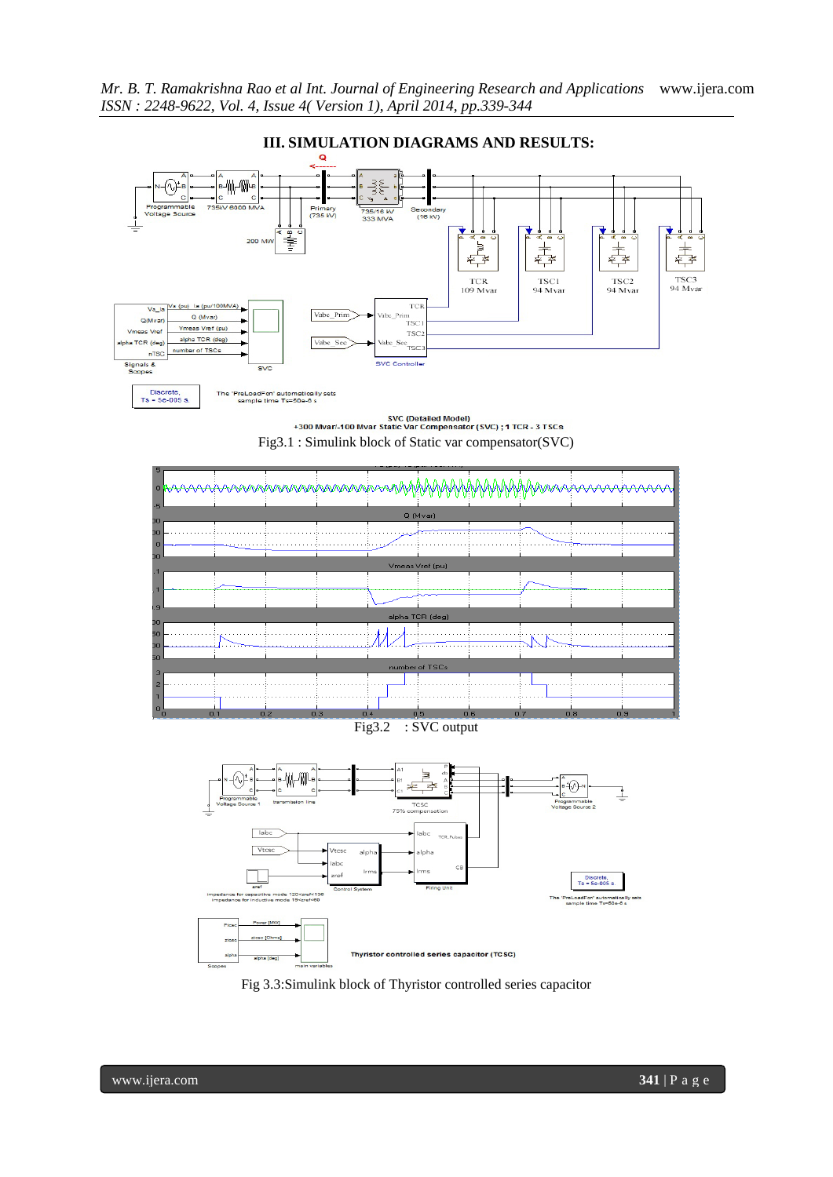## III. SIMULATION DIAGRAMS AND RESULTS:

Fig3.1 : Simulink block of Static var compensator(SVC)

Fig3.2 : SVC output

Fig 3.3:Simulink block of Thyristor controlled series capacitor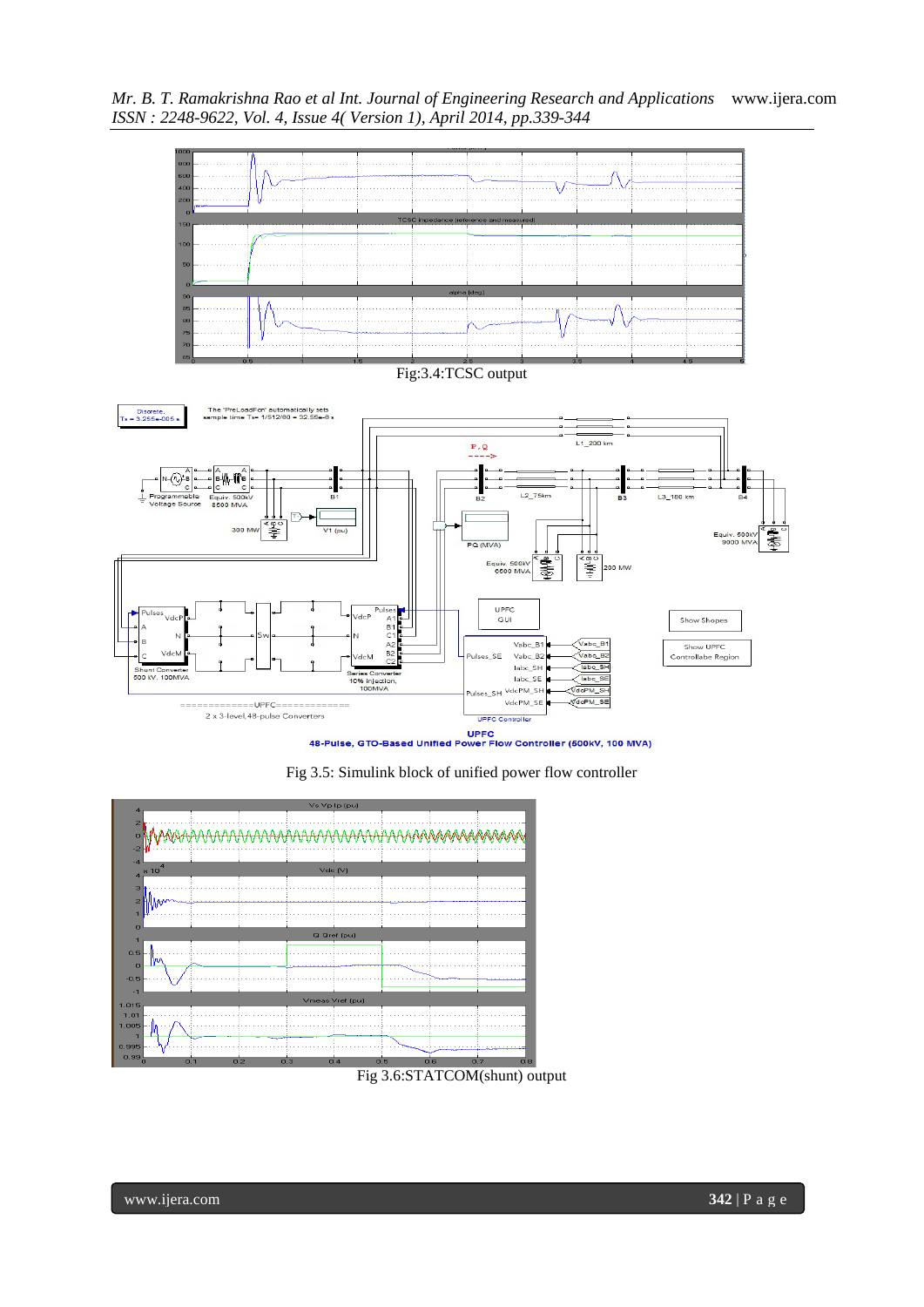Fig:3.4:TCSC output

Fig 3.5: Simulink block of unified power flow controller

Fig 3.6:STATCOM(shunt) output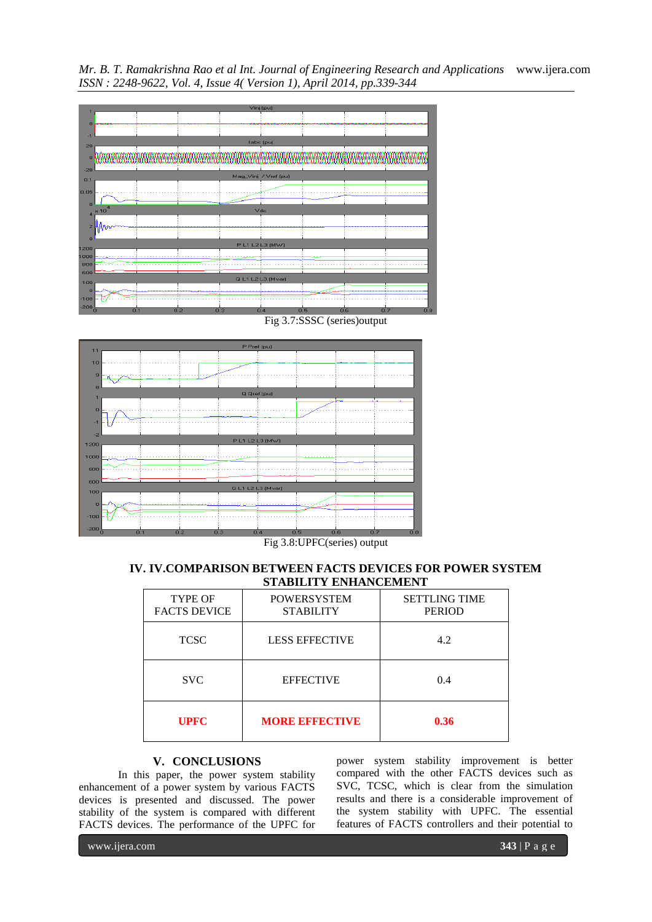Fig 3.7:SSSC (series)output

Fig 3.8:UPFC(series) output

## IV. IV.COMPARISON BETWEEN FACTS DEVICES FOR POWER SYSTEM STABILITY ENHANCEMENT

| TYPE OF FACTS DEVICE | POWERSYSTEM STABILITY | SETTLING TIME PERIOD |
|---|---|---|
| TCSC | LESS EFFECTIVE | 4.2 |
| SVC | EFFECTIVE | 0.4 |
| **UPFC** | **MORE EFFECTIVE** | **0.36** |

## V. CONCLUSIONS

In this paper, the power system stability enhancement of a power system by various FACTS devices is presented and discussed. The power stability of the system is compared with different FACTS devices. The performance of the UPFC for power system stability improvement is better compared with the other FACTS devices such as SVC, TCSC, which is clear from the simulation results and there is a considerable improvement of the system stability with UPFC. The essential features of FACTS controllers and their potential to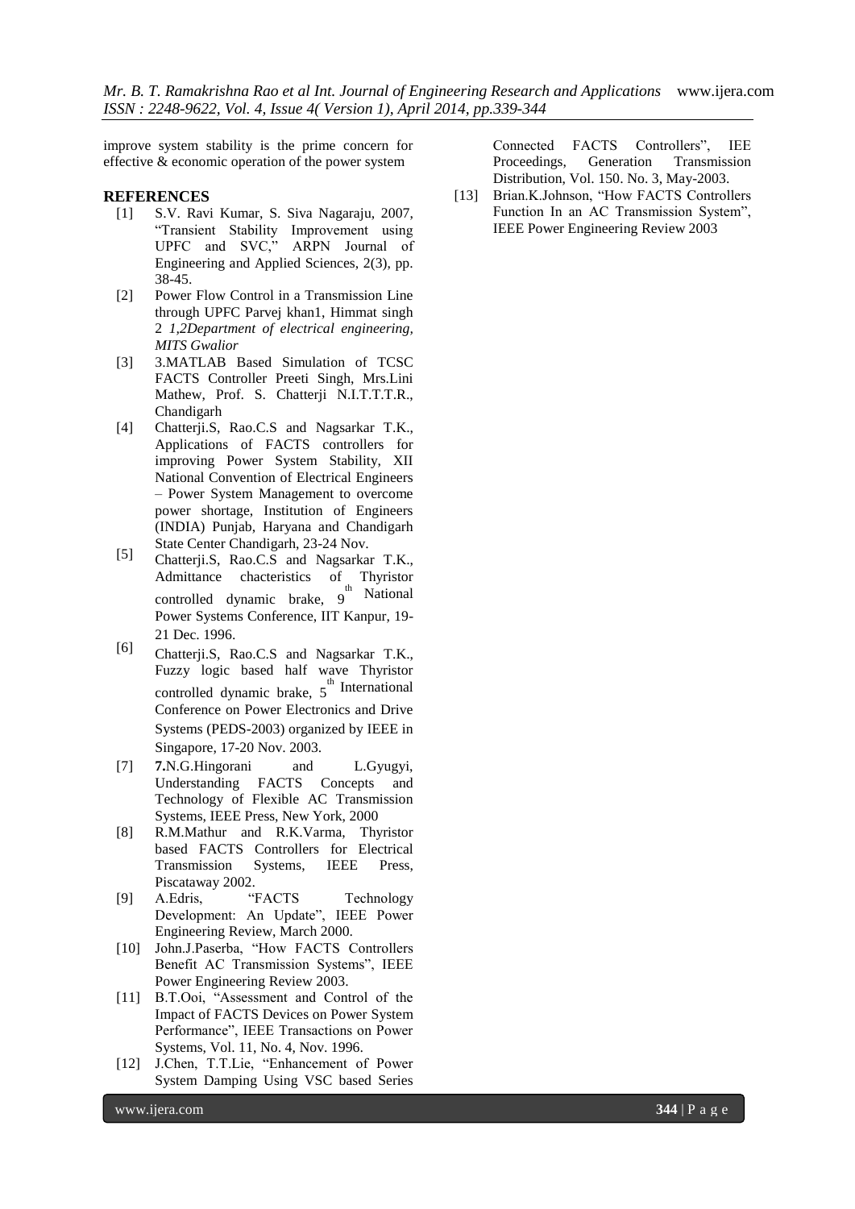improve system stability is the prime concern for effective & economic operation of the power system

## REFERENCES

[1] S.V. Ravi Kumar, S. Siva Nagaraju, 2007, "Transient Stability Improvement using UPFC and SVC," ARPN Journal of Engineering and Applied Sciences, 2(3), pp. 38-45.

[2] Power Flow Control in a Transmission Line through UPFC Parvej khan1, Himmat singh 2 *1,2Department of electrical engineering, MITS Gwalior*

[3] 3.MATLAB Based Simulation of TCSC FACTS Controller Preeti Singh, Mrs.Lini Mathew, Prof. S. Chatterji N.I.T.T.T.R., Chandigarh

[4] Chatterji.S, Rao.C.S and Nagsarkar T.K., Applications of FACTS controllers for improving Power System Stability, XII National Convention of Electrical Engineers – Power System Management to overcome power shortage, Institution of Engineers (INDIA) Punjab, Haryana and Chandigarh State Center Chandigarh, 23-24 Nov.

[5] Chatterji.S, Rao.C.S and Nagsarkar T.K., Admittance chacteristics of Thyristor controlled dynamic brake, 9th National Power Systems Conference, IIT Kanpur, 19-21 Dec. 1996.

[6] Chatterji.S, Rao.C.S and Nagsarkar T.K., Fuzzy logic based half wave Thyristor controlled dynamic brake, 5th International Conference on Power Electronics and Drive Systems (PEDS-2003) organized by IEEE in Singapore, 17-20 Nov. 2003.

[7] **7.**N.G.Hingorani and L.Gyugyi, Understanding FACTS Concepts and Technology of Flexible AC Transmission Systems, IEEE Press, New York, 2000

[8] R.M.Mathur and R.K.Varma, Thyristor based FACTS Controllers for Electrical Transmission Systems, IEEE Press, Piscataway 2002.

[9] A.Edris, "FACTS Technology Development: An Update", IEEE Power Engineering Review, March 2000.

[10] John.J.Paserba, "How FACTS Controllers Benefit AC Transmission Systems", IEEE Power Engineering Review 2003.

[11] B.T.Ooi, "Assessment and Control of the Impact of FACTS Devices on Power System Performance", IEEE Transactions on Power Systems, Vol. 11, No. 4, Nov. 1996.

[12] J.Chen, T.T.Lie, "Enhancement of Power System Damping Using VSC based Series Connected FACTS Controllers", IEE Proceedings, Generation Transmission Distribution, Vol. 150. No. 3, May-2003.

[13] Brian.K.Johnson, "How FACTS Controllers Function In an AC Transmission System", IEEE Power Engineering Review 2003